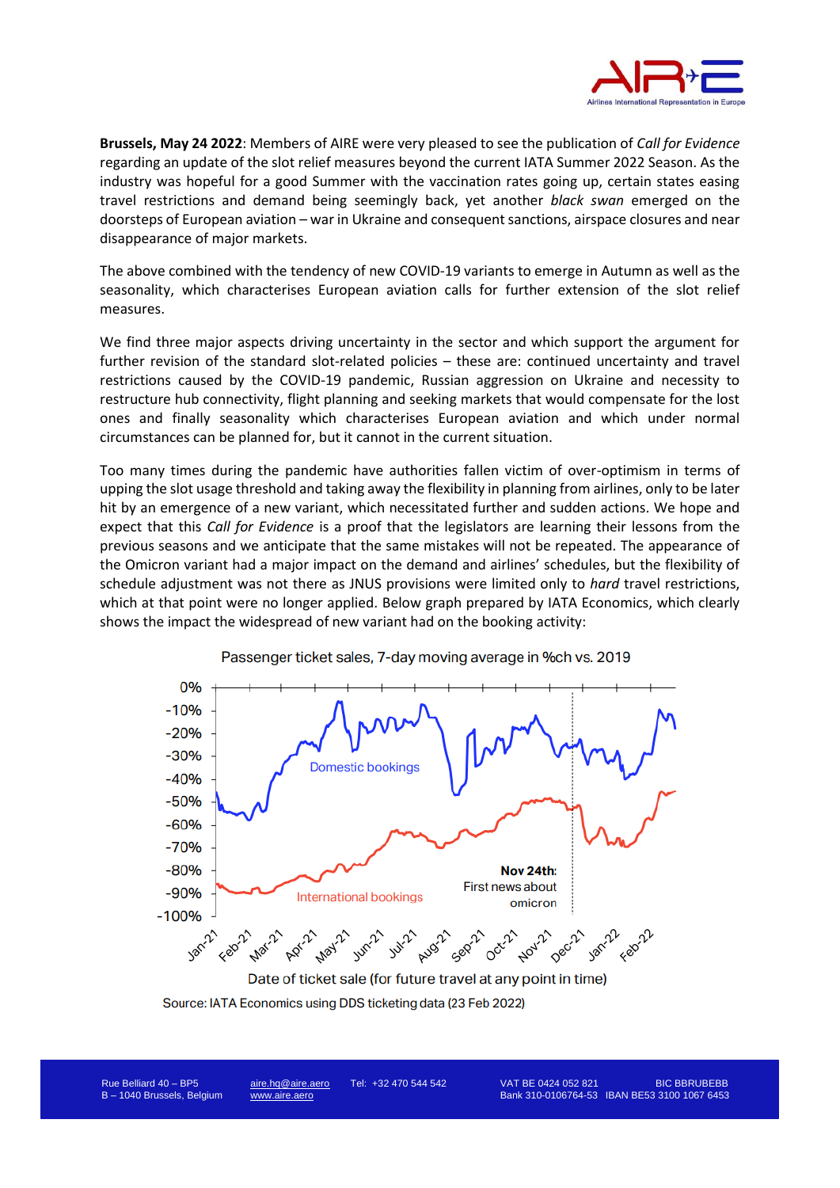**Brussels, May 24 2022**: Members of AIRE were very pleased to see the publication of *Call for Evidence* regarding an update of the slot relief measures beyond the current IATA Summer 2022 Season. As the industry was hopeful for a good Summer with the vaccination rates going up, certain states easing travel restrictions and demand being seemingly back, yet another *black swan* emerged on the doorsteps of European aviation – war in Ukraine and consequent sanctions, airspace closures and near disappearance of major markets.

The above combined with the tendency of new COVID-19 variants to emerge in Autumn as well as the seasonality, which characterises European aviation calls for further extension of the slot relief measures.

We find three major aspects driving uncertainty in the sector and which support the argument for further revision of the standard slot-related policies – these are: continued uncertainty and travel restrictions caused by the COVID-19 pandemic, Russian aggression on Ukraine and necessity to restructure hub connectivity, flight planning and seeking markets that would compensate for the lost ones and finally seasonality which characterises European aviation and which under normal circumstances can be planned for, but it cannot in the current situation.

Too many times during the pandemic have authorities fallen victim of over-optimism in terms of upping the slot usage threshold and taking away the flexibility in planning from airlines, only to be later hit by an emergence of a new variant, which necessitated further and sudden actions. We hope and expect that this *Call for Evidence* is a proof that the legislators are learning their lessons from the previous seasons and we anticipate that the same mistakes will not be repeated. The appearance of the Omicron variant had a major impact on the demand and airlines' schedules, but the flexibility of schedule adjustment was not there as JNUS provisions were limited only to *hard* travel restrictions, which at that point were no longer applied. Below graph prepared by IATA Economics, which clearly shows the impact the widespread of new variant had on the booking activity:

Passenger ticket sales, 7-day moving average in %ch vs. 2019

Source: IATA Economics using DDS ticketing data (23 Feb 2022)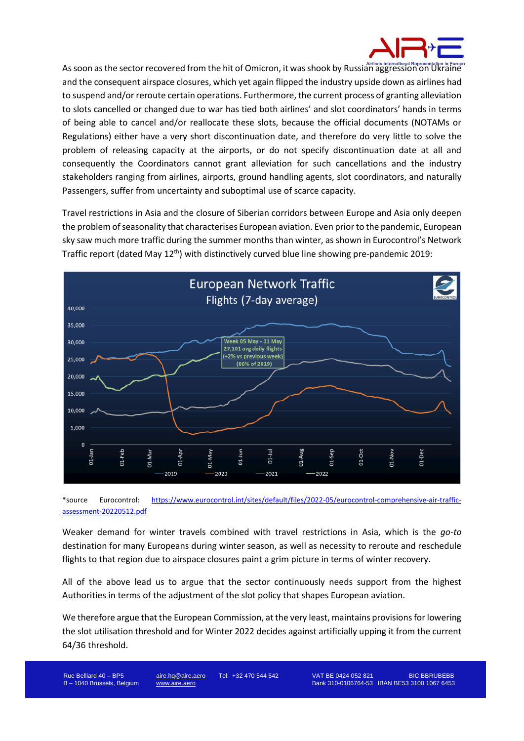As soon as the sector recovered from the hit of Omicron, it was shook by Russian aggression on Ukraine and the consequent airspace closures, which yet again flipped the industry upside down as airlines had to suspend and/or reroute certain operations. Furthermore, the current process of granting alleviation to slots cancelled or changed due to war has tied both airlines' and slot coordinators' hands in terms of being able to cancel and/or reallocate these slots, because the official documents (NOTAMs or Regulations) either have a very short discontinuation date, and therefore do very little to solve the problem of releasing capacity at the airports, or do not specify discontinuation date at all and consequently the Coordinators cannot grant alleviation for such cancellations and the industry stakeholders ranging from airlines, airports, ground handling agents, slot coordinators, and naturally Passengers, suffer from uncertainty and suboptimal use of scarce capacity.

Travel restrictions in Asia and the closure of Siberian corridors between Europe and Asia only deepen the problem of seasonality that characterises European aviation. Even prior to the pandemic, European sky saw much more traffic during the summer months than winter, as shown in Eurocontrol's Network Traffic report (dated May 12th) with distinctively curved blue line showing pre-pandemic 2019:

*source Eurocontrol: https://www.eurocontrol.int/sites/default/files/2022-05/eurocontrol-comprehensive-air-traffic-assessment-20220512.pdf

Weaker demand for winter travels combined with travel restrictions in Asia, which is the *go-to* destination for many Europeans during winter season, as well as necessity to reroute and reschedule flights to that region due to airspace closures paint a grim picture in terms of winter recovery.

All of the above lead us to argue that the sector continuously needs support from the highest Authorities in terms of the adjustment of the slot policy that shapes European aviation.

We therefore argue that the European Commission, at the very least, maintains provisions for lowering the slot utilisation threshold and for Winter 2022 decides against artificially upping it from the current 64/36 threshold.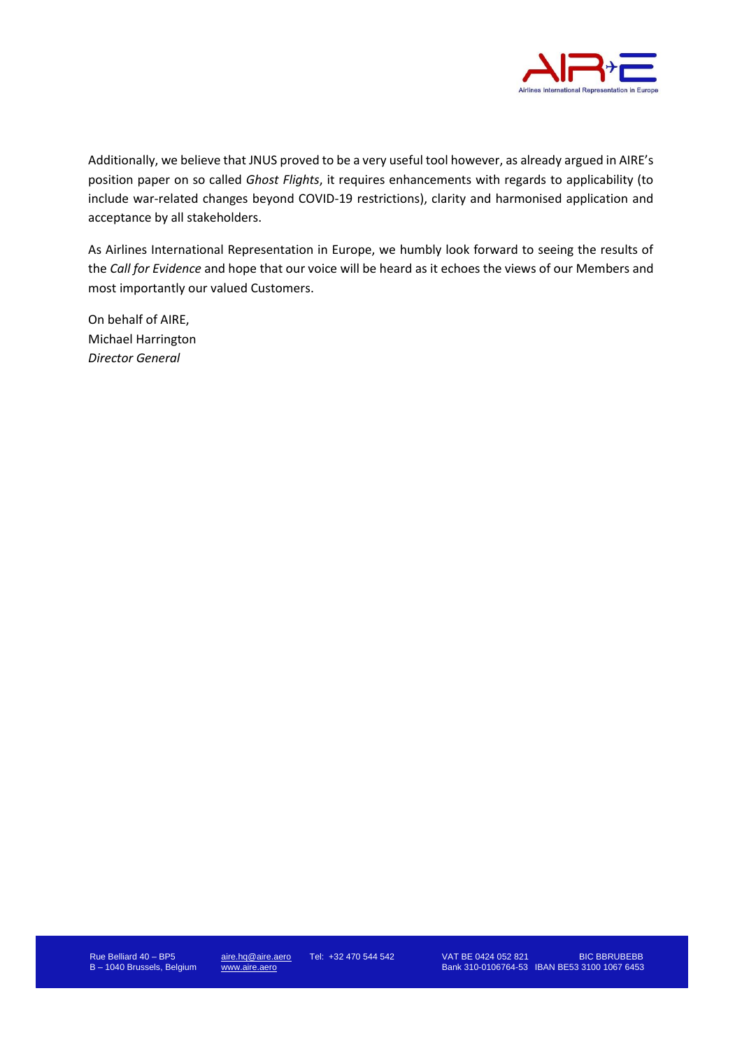Additionally, we believe that JNUS proved to be a very useful tool however, as already argued in AIRE's position paper on so called *Ghost Flights*, it requires enhancements with regards to applicability (to include war-related changes beyond COVID-19 restrictions), clarity and harmonised application and acceptance by all stakeholders.

As Airlines International Representation in Europe, we humbly look forward to seeing the results of the *Call for Evidence* and hope that our voice will be heard as it echoes the views of our Members and most importantly our valued Customers.

On behalf of AIRE,
Michael Harrington
*Director General*